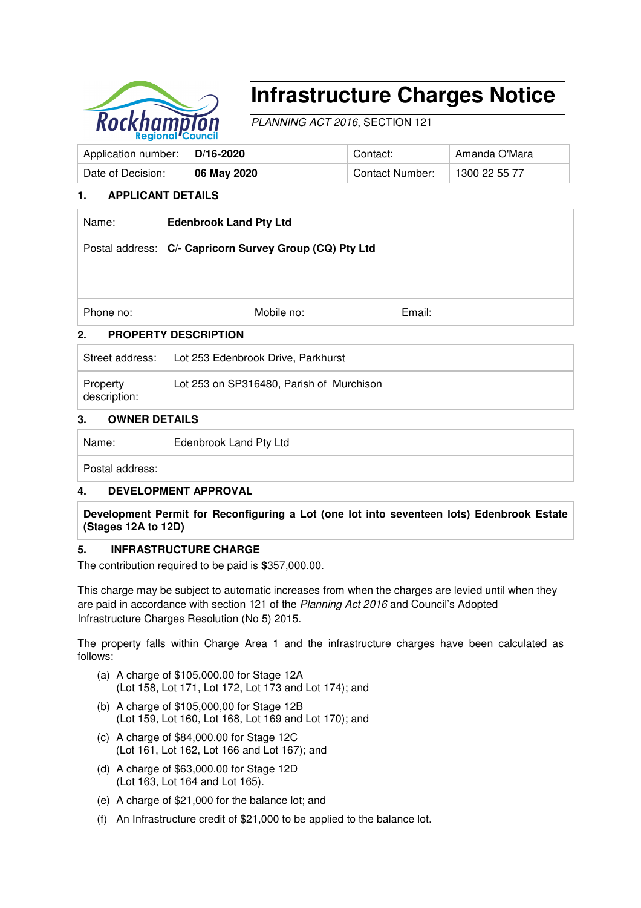# Infrastructure Charges Notice

*PLANNING ACT 2016*, SECTION 121

| Application number: | **D/16-2020** | Contact: | Amanda O'Mara |
|---|---|---|---|
| Date of Decision: | **06 May 2020** | Contact Number: | 1300 22 55 77 |

## 1. APPLICANT DETAILS

| | | | |
|---|---|---|---|
| Name: | **Edenbrook Land Pty Ltd** | | |
| Postal address: | **C/- Capricorn Survey Group (CQ) Pty Ltd** | | |
| Phone no: | Mobile no: | Email: | |

## 2. PROPERTY DESCRIPTION

| | |
|---|---|
| Street address: | Lot 253 Edenbrook Drive, Parkhurst |
| Property description: | Lot 253 on SP316480, Parish of Murchison |

## 3. OWNER DETAILS

| | |
|---|---|
| Name: | Edenbrook Land Pty Ltd |
| Postal address: | |

## 4. DEVELOPMENT APPROVAL

**Development Permit for Reconfiguring a Lot (one lot into seventeen lots) Edenbrook Estate (Stages 12A to 12D)**

## 5. INFRASTRUCTURE CHARGE

The contribution required to be paid is **$**357,000.00.

This charge may be subject to automatic increases from when the charges are levied until when they are paid in accordance with section 121 of the *Planning Act 2016* and Council's Adopted Infrastructure Charges Resolution (No 5) 2015.

The property falls within Charge Area 1 and the infrastructure charges have been calculated as follows:

(a) A charge of $105,000.00 for Stage 12A (Lot 158, Lot 171, Lot 172, Lot 173 and Lot 174); and

(b) A charge of $105,000,00 for Stage 12B (Lot 159, Lot 160, Lot 168, Lot 169 and Lot 170); and

(c) A charge of $84,000.00 for Stage 12C (Lot 161, Lot 162, Lot 166 and Lot 167); and

(d) A charge of $63,000.00 for Stage 12D (Lot 163, Lot 164 and Lot 165).

(e) A charge of $21,000 for the balance lot; and

(f) An Infrastructure credit of $21,000 to be applied to the balance lot.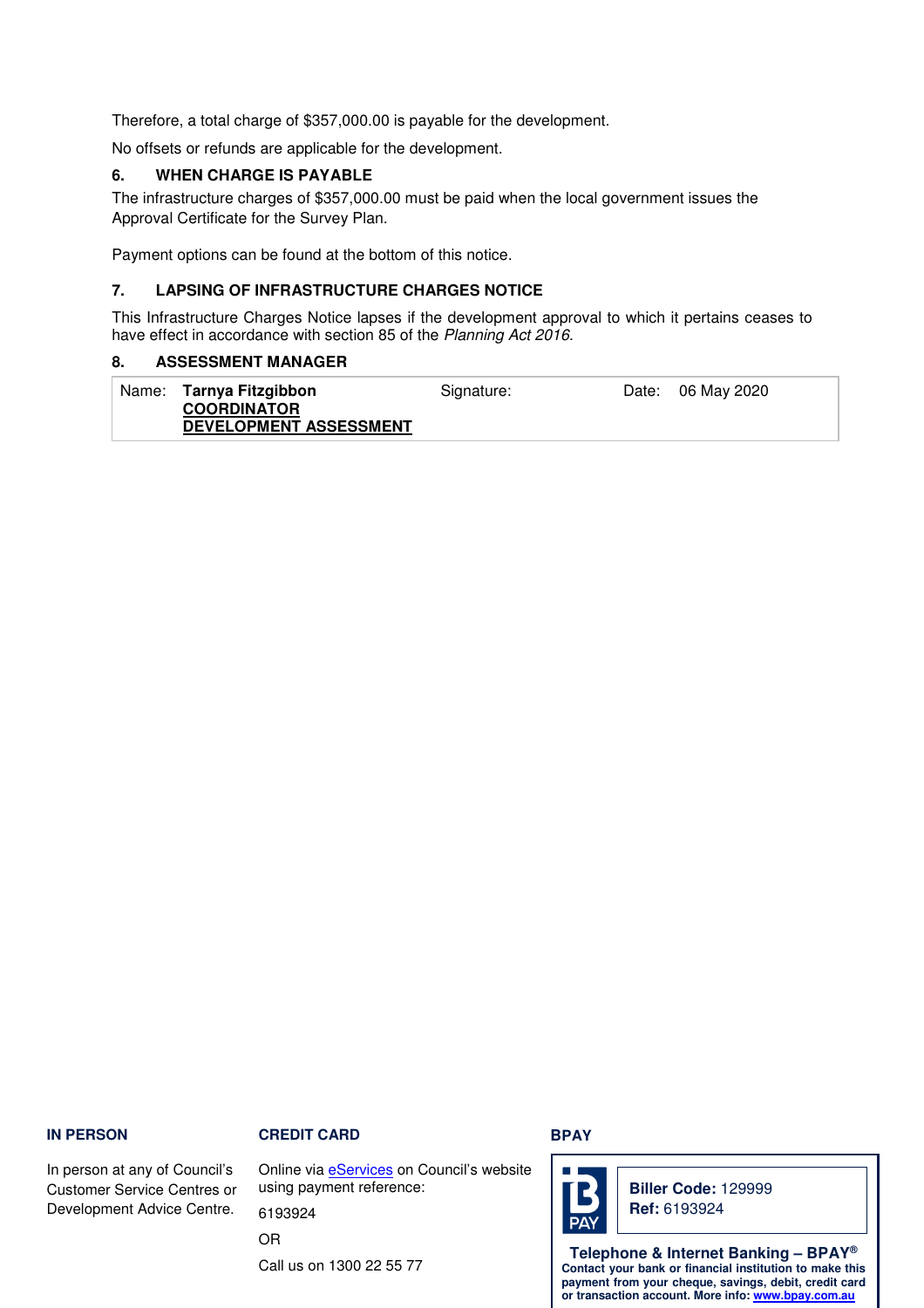Therefore, a total charge of $357,000.00 is payable for the development.

No offsets or refunds are applicable for the development.

### 6. WHEN CHARGE IS PAYABLE

The infrastructure charges of $357,000.00 must be paid when the local government issues the Approval Certificate for the Survey Plan.

Payment options can be found at the bottom of this notice.

### 7. LAPSING OF INFRASTRUCTURE CHARGES NOTICE

This Infrastructure Charges Notice lapses if the development approval to which it pertains ceases to have effect in accordance with section 85 of the *Planning Act 2016*.

### 8. ASSESSMENT MANAGER

| | | | |
|---|---|---|---|
| Name: **Tarnya Fitzgibbon** **COORDINATOR** **DEVELOPMENT ASSESSMENT** | Signature: | Date: | 06 May 2020 |

**IN PERSON**

In person at any of Council's Customer Service Centres or Development Advice Centre.

**CREDIT CARD**

Online via eServices on Council's website using payment reference:

6193924

OR

Call us on 1300 22 55 77

**BPAY**

**Biller Code:** 129999
**Ref:** 6193924

**Telephone & Internet Banking – BPAY®**
**Contact your bank or financial institution to make this payment from your cheque, savings, debit, credit card or transaction account. More info: www.bpay.com.au**